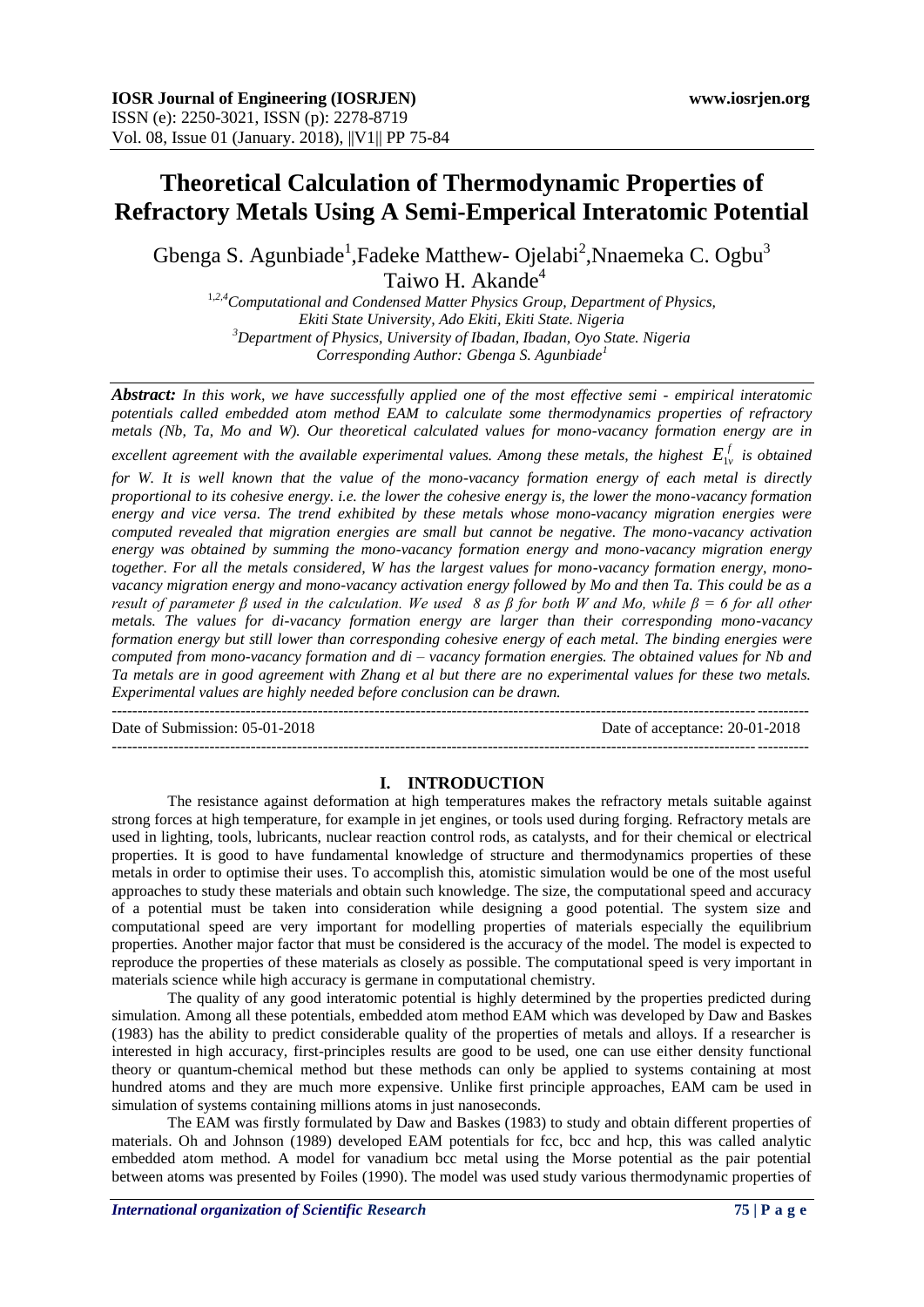# Theoretical Calculation of Thermodynamic Properties of Refractory Metals Using A Semi-Emperical Interatomic Potential

Gbenga S. Agunbiade[1], Fadeke Matthew- Ojelabi[2], Nnaemeka C. Ogbu[3] Taiwo H. Akande[4]

[1,2,4]Computational and Condensed Matter Physics Group, Department of Physics, Ekiti State University, Ado Ekiti, Ekiti State. Nigeria
[3]Department of Physics, University of Ibadan, Ibadan, Oyo State. Nigeria
Corresponding Author: Gbenga S. Agunbiade[1]

***Abstract:*** *In this work, we have successfully applied one of the most effective semi - empirical interatomic potentials called embedded atom method EAM to calculate some thermodynamics properties of refractory metals (Nb, Ta, Mo and W). Our theoretical calculated values for mono-vacancy formation energy are in excellent agreement with the available experimental values. Among these metals, the highest $E_{1v}^{f}$ is obtained for W. It is well known that the value of the mono-vacancy formation energy of each metal is directly proportional to its cohesive energy. i.e. the lower the cohesive energy is, the lower the mono-vacancy formation energy and vice versa. The trend exhibited by these metals whose mono-vacancy migration energies were computed revealed that migration energies are small but cannot be negative. The mono-vacancy activation energy was obtained by summing the mono-vacancy formation energy and mono-vacancy migration energy together. For all the metals considered, W has the largest values for mono-vacancy formation energy, mono-vacancy migration energy and mono-vacancy activation energy followed by Mo and then Ta. This could be as a result of parameter β used in the calculation. We used 8 as β for both W and Mo, while β = 6 for all other metals. The values for di-vacancy formation energy are larger than their corresponding mono-vacancy formation energy but still lower than corresponding cohesive energy of each metal. The binding energies were computed from mono-vacancy formation and di – vacancy formation energies. The obtained values for Nb and Ta metals are in good agreement with Zhang et al but there are no experimental values for these two metals. Experimental values are highly needed before conclusion can be drawn.*

---

Date of Submission: 05-01-2018 Date of acceptance: 20-01-2018

---

## I. INTRODUCTION

The resistance against deformation at high temperatures makes the refractory metals suitable against strong forces at high temperature, for example in jet engines, or tools used during forging. Refractory metals are used in lighting, tools, lubricants, nuclear reaction control rods, as catalysts, and for their chemical or electrical properties. It is good to have fundamental knowledge of structure and thermodynamics properties of these metals in order to optimise their uses. To accomplish this, atomistic simulation would be one of the most useful approaches to study these materials and obtain such knowledge. The size, the computational speed and accuracy of a potential must be taken into consideration while designing a good potential. The system size and computational speed are very important for modelling properties of materials especially the equilibrium properties. Another major factor that must be considered is the accuracy of the model. The model is expected to reproduce the properties of these materials as closely as possible. The computational speed is very important in materials science while high accuracy is germane in computational chemistry.

The quality of any good interatomic potential is highly determined by the properties predicted during simulation. Among all these potentials, embedded atom method EAM which was developed by Daw and Baskes (1983) has the ability to predict considerable quality of the properties of metals and alloys. If a researcher is interested in high accuracy, first-principles results are good to be used, one can use either density functional theory or quantum-chemical method but these methods can only be applied to systems containing at most hundred atoms and they are much more expensive. Unlike first principle approaches, EAM cam be used in simulation of systems containing millions atoms in just nanoseconds.

The EAM was firstly formulated by Daw and Baskes (1983) to study and obtain different properties of materials. Oh and Johnson (1989) developed EAM potentials for fcc, bcc and hcp, this was called analytic embedded atom method. A model for vanadium bcc metal using the Morse potential as the pair potential between atoms was presented by Foiles (1990). The model was used study various thermodynamic properties of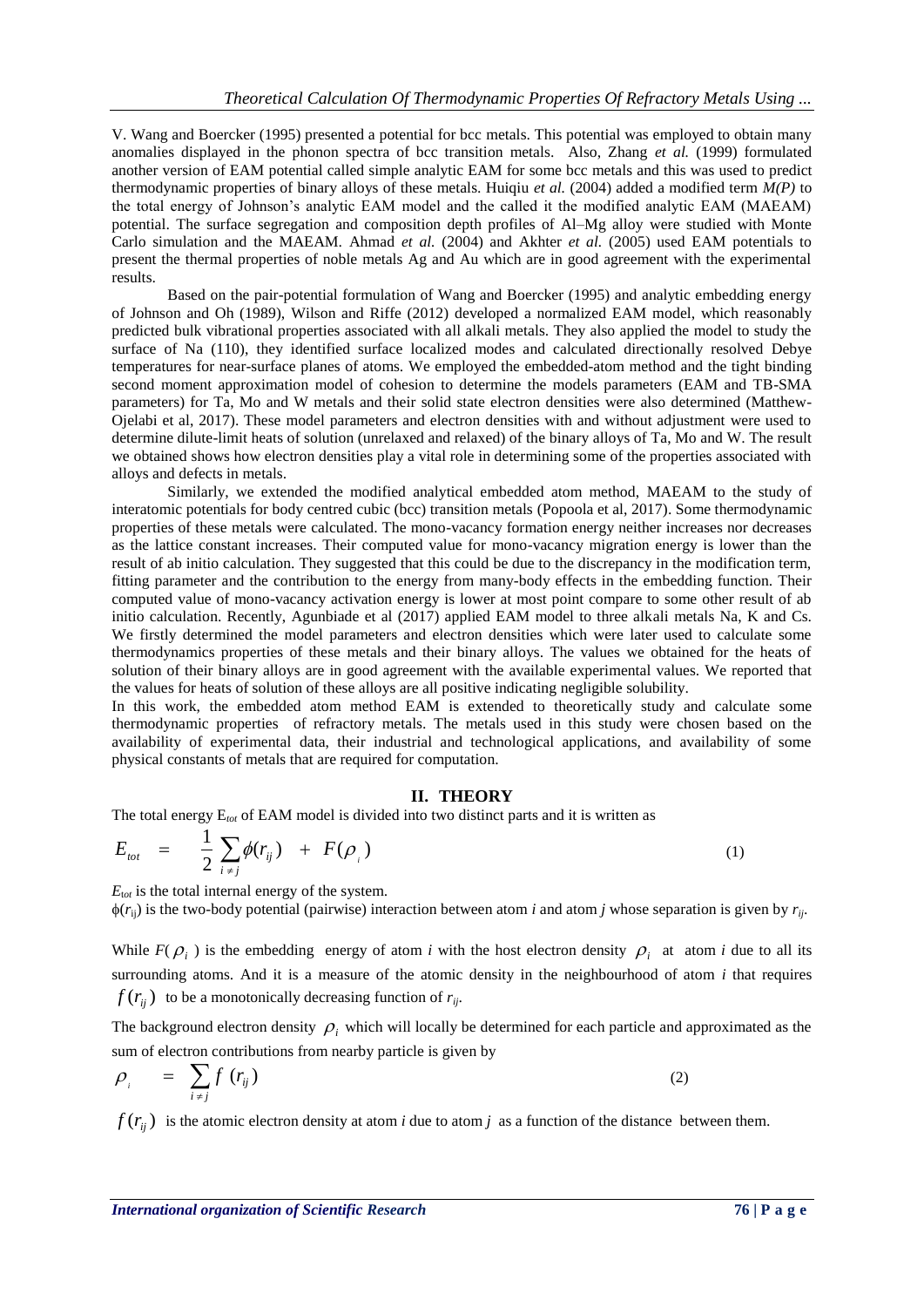V. Wang and Boercker (1995) presented a potential for bcc metals. This potential was employed to obtain many anomalies displayed in the phonon spectra of bcc transition metals. Also, Zhang *et al.* (1999) formulated another version of EAM potential called simple analytic EAM for some bcc metals and this was used to predict thermodynamic properties of binary alloys of these metals. Huiqiu *et al.* (2004) added a modified term $M(P)$ to the total energy of Johnson's analytic EAM model and the called it the modified analytic EAM (MAEAM) potential. The surface segregation and composition depth profiles of Al–Mg alloy were studied with Monte Carlo simulation and the MAEAM. Ahmad *et al.* (2004) and Akhter *et al.* (2005) used EAM potentials to present the thermal properties of noble metals Ag and Au which are in good agreement with the experimental results.

Based on the pair-potential formulation of Wang and Boercker (1995) and analytic embedding energy of Johnson and Oh (1989), Wilson and Riffe (2012) developed a normalized EAM model, which reasonably predicted bulk vibrational properties associated with all alkali metals. They also applied the model to study the surface of Na (110), they identified surface localized modes and calculated directionally resolved Debye temperatures for near-surface planes of atoms. We employed the embedded-atom method and the tight binding second moment approximation model of cohesion to determine the models parameters (EAM and TB-SMA parameters) for Ta, Mo and W metals and their solid state electron densities were also determined (Matthew-Ojelabi et al, 2017). These model parameters and electron densities with and without adjustment were used to determine dilute-limit heats of solution (unrelaxed and relaxed) of the binary alloys of Ta, Mo and W. The result we obtained shows how electron densities play a vital role in determining some of the properties associated with alloys and defects in metals.

Similarly, we extended the modified analytical embedded atom method, MAEAM to the study of interatomic potentials for body centred cubic (bcc) transition metals (Popoola et al, 2017). Some thermodynamic properties of these metals were calculated. The mono-vacancy formation energy neither increases nor decreases as the lattice constant increases. Their computed value for mono-vacancy migration energy is lower than the result of ab initio calculation. They suggested that this could be due to the discrepancy in the modification term, fitting parameter and the contribution to the energy from many-body effects in the embedding function. Their computed value of mono-vacancy activation energy is lower at most point compare to some other result of ab initio calculation. Recently, Agunbiade et al (2017) applied EAM model to three alkali metals Na, K and Cs. We firstly determined the model parameters and electron densities which were later used to calculate some thermodynamics properties of these metals and their binary alloys. The values we obtained for the heats of solution of their binary alloys are in good agreement with the available experimental values. We reported that the values for heats of solution of these alloys are all positive indicating negligible solubility.

In this work, the embedded atom method EAM is extended to theoretically study and calculate some thermodynamic properties of refractory metals. The metals used in this study were chosen based on the availability of experimental data, their industrial and technological applications, and availability of some physical constants of metals that are required for computation.

## II. THEORY

The total energy $E_{tot}$ of EAM model is divided into two distinct parts and it is written as

$$E_{tot} = \frac{1}{2}\sum_{i \neq j}\phi(r_{ij}) + F(\rho_i) \tag{1}$$

$E_{tot}$ is the total internal energy of the system.

$\phi(r_{ij})$ is the two-body potential (pairwise) interaction between atom $i$ and atom $j$ whose separation is given by $r_{ij}$.

While $F(\rho_i)$ is the embedding energy of atom $i$ with the host electron density $\rho_i$ at atom $i$ due to all its surrounding atoms. And it is a measure of the atomic density in the neighbourhood of atom $i$ that requires $f(r_{ij})$ to be a monotonically decreasing function of $r_{ij}$.

The background electron density $\rho_i$ which will locally be determined for each particle and approximated as the sum of electron contributions from nearby particle is given by

$$\rho_i = \sum_{i \neq j} f(r_{ij}) \tag{2}$$

$f(r_{ij})$ is the atomic electron density at atom $i$ due to atom $j$ as a function of the distance between them.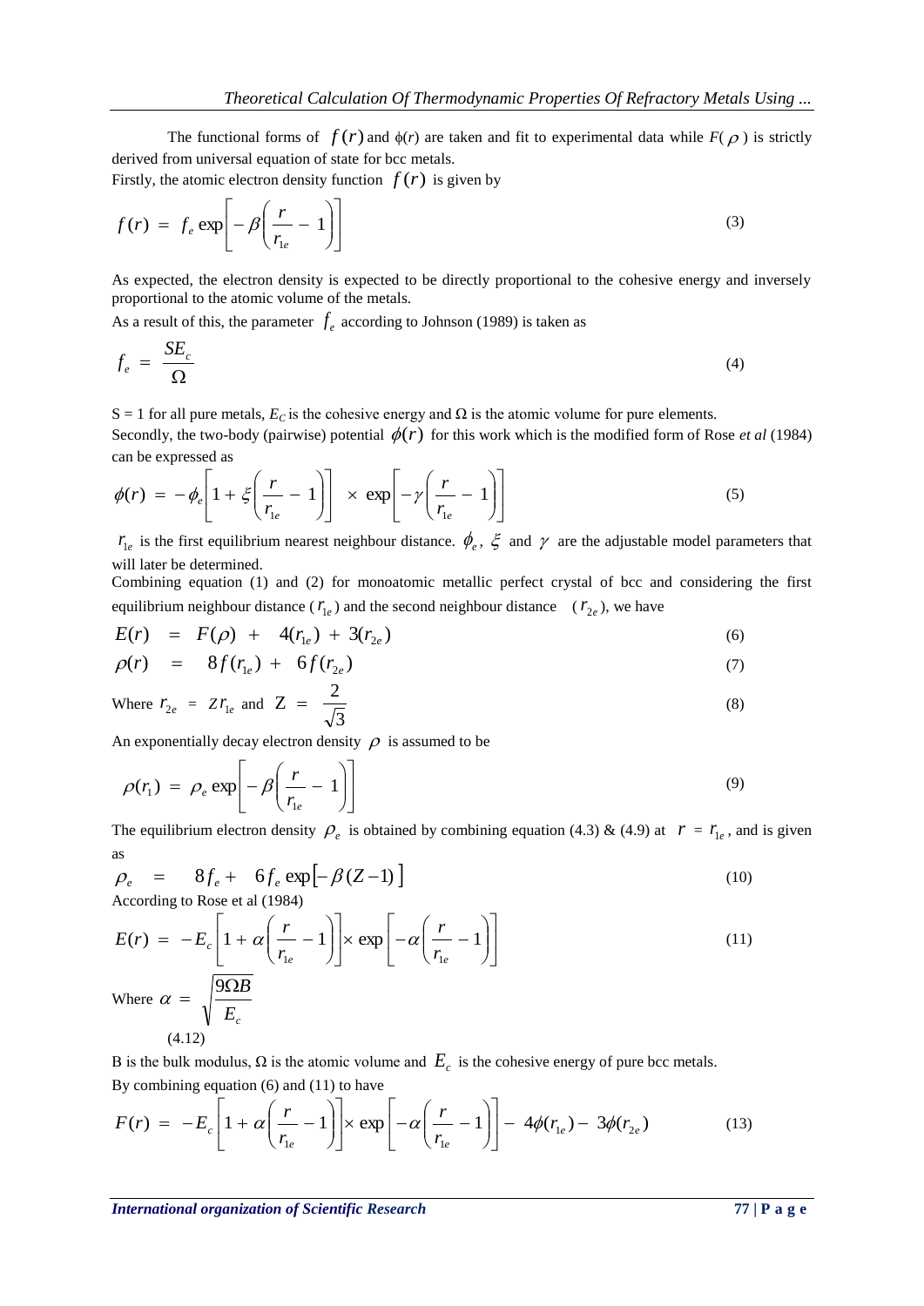The functional forms of $f(r)$ and $\phi(r)$ are taken and fit to experimental data while $F(\rho)$ is strictly derived from universal equation of state for bcc metals.

Firstly, the atomic electron density function $f(r)$ is given by

$$f(r) = f_e \exp\left[-\beta\left(\frac{r}{r_{1e}} - 1\right)\right] \tag{3}$$

As expected, the electron density is expected to be directly proportional to the cohesive energy and inversely proportional to the atomic volume of the metals.

As a result of this, the parameter $f_e$ according to Johnson (1989) is taken as

$$f_e = \frac{SE_c}{\Omega} \tag{4}$$

S = 1 for all pure metals, $E_C$ is the cohesive energy and $\Omega$ is the atomic volume for pure elements.

Secondly, the two-body (pairwise) potential $\phi(r)$ for this work which is the modified form of Rose *et al* (1984) can be expressed as

$$\phi(r) = -\phi_e\left[1 + \xi\left(\frac{r}{r_{1e}} - 1\right)\right] \times \exp\left[-\gamma\left(\frac{r}{r_{1e}} - 1\right)\right] \tag{5}$$

$r_{1e}$ is the first equilibrium nearest neighbour distance. $\phi_e$, $\xi$ and $\gamma$ are the adjustable model parameters that will later be determined.

Combining equation (1) and (2) for monoatomic metallic perfect crystal of bcc and considering the first equilibrium neighbour distance ($r_{1e}$) and the second neighbour distance ($r_{2e}$), we have

$$E(r) = F(\rho) + 4(r_{1e}) + 3(r_{2e}) \tag{6}$$

$$\rho(r) = 8f(r_{1e}) + 6f(r_{2e}) \tag{7}$$

Where $r_{2e} = Zr_{1e}$ and $Z = \frac{2}{\sqrt{3}}$ (8)

An exponentially decay electron density $\rho$ is assumed to be

$$\rho(r_1) = \rho_e \exp\left[-\beta\left(\frac{r}{r_{1e}} - 1\right)\right] \tag{9}$$

The equilibrium electron density $\rho_e$ is obtained by combining equation (4.3) & (4.9) at $r = r_{1e}$, and is given as

$$\rho_e = 8f_e + 6f_e \exp\left[-\beta(Z - 1)\right] \tag{10}$$

According to Rose et al (1984)

$$E(r) = -E_c\left[1 + \alpha\left(\frac{r}{r_{1e}} - 1\right)\right] \times \exp\left[-\alpha\left(\frac{r}{r_{1e}} - 1\right)\right] \tag{11}$$

Where $\alpha = \sqrt{\frac{9\Omega B}{E_c}}$

(4.12)

B is the bulk modulus, $\Omega$ is the atomic volume and $E_c$ is the cohesive energy of pure bcc metals.

By combining equation (6) and (11) to have

$$F(r) = -E_c\left[1 + \alpha\left(\frac{r}{r_{1e}} - 1\right)\right] \times \exp\left[-\alpha\left(\frac{r}{r_{1e}} - 1\right)\right] - 4\phi(r_{1e}) - 3\phi(r_{2e}) \tag{13}$$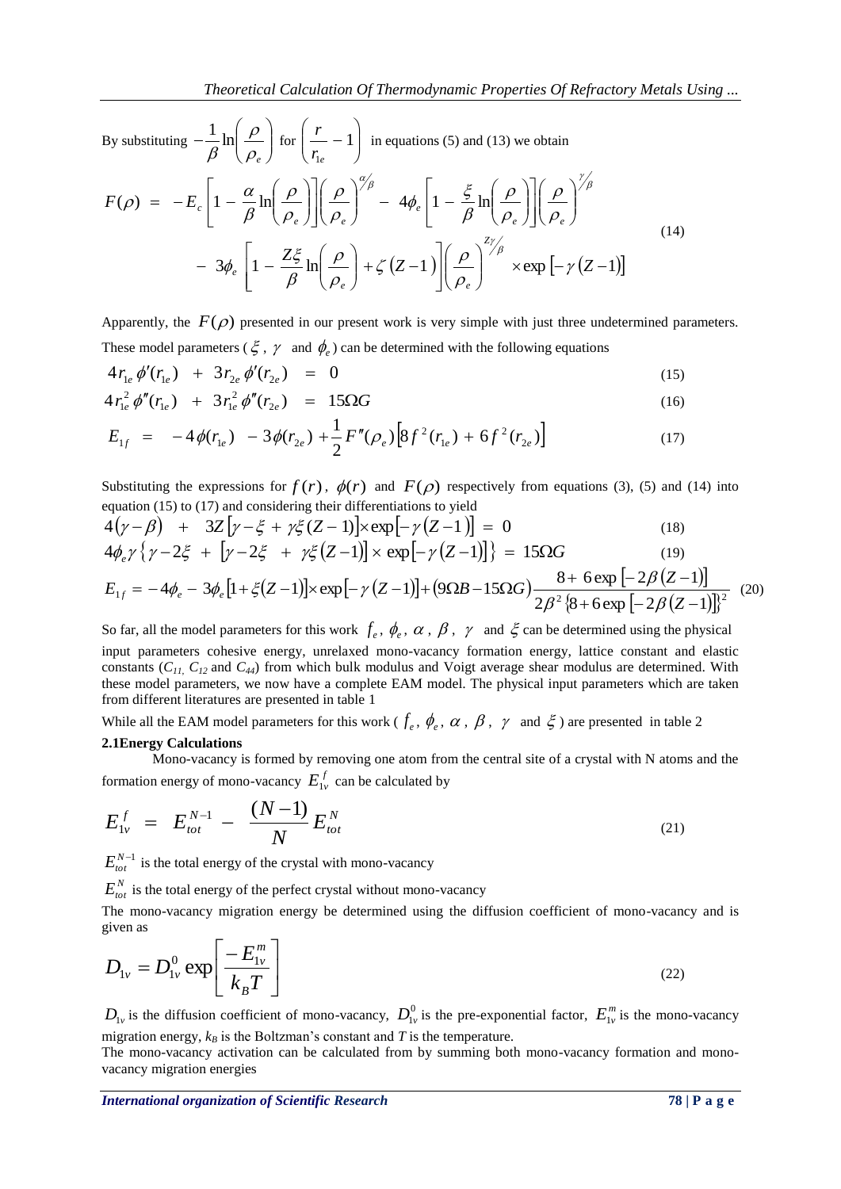By substituting $-\frac{1}{\beta}\ln\left(\frac{\rho}{\rho_e}\right)$ for $\left(\frac{r}{r_{1e}}-1\right)$ in equations (5) and (13) we obtain

$$
\begin{aligned}
F(\rho) \;=\; & -E_c\left[1-\frac{\alpha}{\beta}\ln\left(\frac{\rho}{\rho_e}\right)\right]\left(\frac{\rho}{\rho_e}\right)^{\alpha/\beta} - \;4\phi_e\left[1-\frac{\xi}{\beta}\ln\left(\frac{\rho}{\rho_e}\right)\right]\left(\frac{\rho}{\rho_e}\right)^{\gamma/\beta} \\
& -\;3\phi_e\left[1-\frac{Z\xi}{\beta}\ln\left(\frac{\rho}{\rho_e}\right)+\zeta\left(Z-1\right)\right]\left(\frac{\rho}{\rho_e}\right)^{Z\gamma/\beta}\times\exp\left[-\gamma\left(Z-1\right)\right]
\end{aligned}
\tag{14}
$$

Apparently, the $F(\rho)$ presented in our present work is very simple with just three undetermined parameters. These model parameters ($\xi$, $\gamma$ and $\phi_e$) can be determined with the following equations

$$
4r_{1e}\,\phi'(r_{1e}) \;+\; 3r_{2e}\,\phi'(r_{2e}) \;=\; 0 \tag{15}
$$

$$
4r_{1e}^2\,\phi''(r_{1e}) \;+\; 3r_{1e}^2\,\phi''(r_{2e}) \;=\; 15\Omega G \tag{16}
$$

$$
E_{1f} \;=\; -4\phi(r_{1e}) \;-3\phi(r_{2e})+\frac{1}{2}F''(\rho_e)\left[8f^2(r_{1e})+6f^2(r_{2e})\right] \tag{17}
$$

Substituting the expressions for $f(r)$, $\phi(r)$ and $F(\rho)$ respectively from equations (3), (5) and (14) into equation (15) to (17) and considering their differentiations to yield

$$
4\left(\gamma-\beta\right) \;+\; 3Z\left[\gamma-\xi+\gamma\xi(Z-1)\right]\times\exp\left[-\gamma\left(Z-1\right)\right] \;=\; 0 \tag{18}
$$

$$
4\phi_e\gamma\left\{\gamma-2\xi \;+\; \left[\gamma-2\xi \;+\; \gamma\xi\left(Z-1\right)\right]\times\exp\left[-\gamma\left(Z-1\right)\right]\right\} \;=\; 15\Omega G \tag{19}
$$

$$
E_{1f}=-4\phi_e-3\phi_e\left[1+\xi(Z-1)\right]\times\exp\left[-\gamma\left(Z-1\right)\right]+\left(9\Omega B-15\Omega G\right)\frac{8+\;6\exp\left[-2\beta\left(Z-1\right)\right]}{2\beta^2\left\{8+6\exp\left[-2\beta\left(Z-1\right)\right]\right\}^2} \tag{20}
$$

So far, all the model parameters for this work $f_e$, $\phi_e$, $\alpha$, $\beta$, $\gamma$ and $\xi$ can be determined using the physical input parameters cohesive energy, unrelaxed mono-vacancy formation energy, lattice constant and elastic constants ($C_{11}$, $C_{12}$ and $C_{44}$) from which bulk modulus and Voigt average shear modulus are determined. With these model parameters, we now have a complete EAM model. The physical input parameters which are taken from different literatures are presented in table 1

While all the EAM model parameters for this work ($f_e$, $\phi_e$, $\alpha$, $\beta$, $\gamma$ and $\xi$) are presented in table 2

## 2.1Energy Calculations

Mono-vacancy is formed by removing one atom from the central site of a crystal with N atoms and the formation energy of mono-vacancy $E_{1v}^f$ can be calculated by

$$
E_{1v}^f \;=\; E_{tot}^{N-1} \;-\; \frac{(N-1)}{N}E_{tot}^N \tag{21}
$$

$E_{tot}^{N-1}$ is the total energy of the crystal with mono-vacancy

$E_{tot}^N$ is the total energy of the perfect crystal without mono-vacancy

The mono-vacancy migration energy be determined using the diffusion coefficient of mono-vacancy and is given as

$$
D_{1v}=D_{1v}^0\exp\left[\frac{-E_{1v}^m}{k_BT}\right] \tag{22}
$$

$D_{1v}$ is the diffusion coefficient of mono-vacancy, $D_{1v}^0$ is the pre-exponential factor, $E_{1v}^m$ is the mono-vacancy migration energy, $k_B$ is the Boltzman's constant and $T$ is the temperature.

The mono-vacancy activation can be calculated from by summing both mono-vacancy formation and mono-vacancy migration energies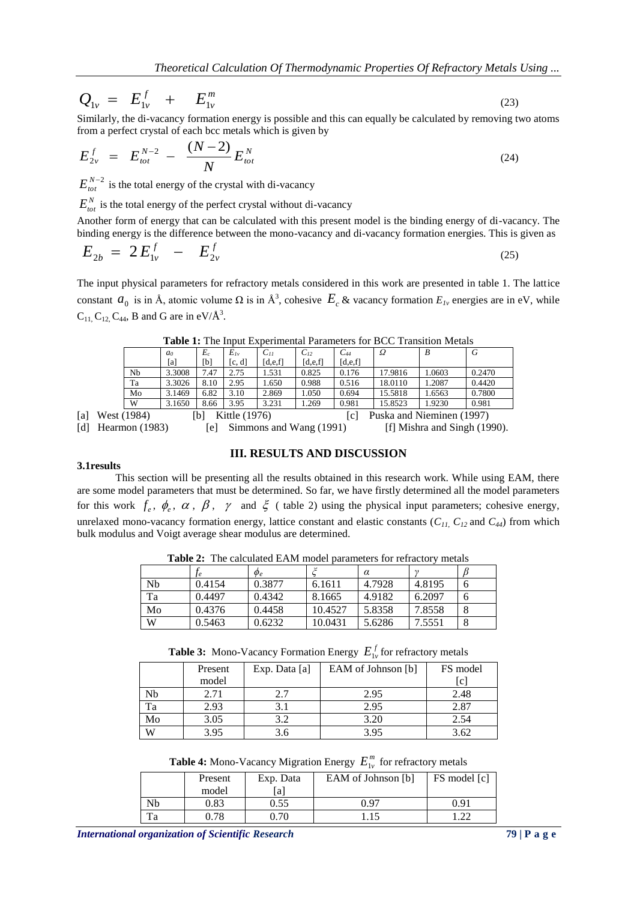$$Q_{1v} = E_{1v}^{f} + E_{1v}^{m} \tag{23}$$

Similarly, the di-vacancy formation energy is possible and this can equally be calculated by removing two atoms from a perfect crystal of each bcc metals which is given by

$$E_{2v}^{f} = E_{tot}^{N-2} - \frac{(N-2)}{N} E_{tot}^{N} \tag{24}$$

$E_{tot}^{N-2}$ is the total energy of the crystal with di-vacancy

$E_{tot}^{N}$ is the total energy of the perfect crystal without di-vacancy

Another form of energy that can be calculated with this present model is the binding energy of di-vacancy. The binding energy is the difference between the mono-vacancy and di-vacancy formation energies. This is given as

$$E_{2b} = 2E_{1v}^{f} - E_{2v}^{f} \tag{25}$$

The input physical parameters for refractory metals considered in this work are presented in table 1. The lattice constant $a_0$ is in Å, atomic volume Ω is in Å$^3$, cohesive $E_c$ & vacancy formation $E_{1v}$ energies are in eV, while $C_{11}$, $C_{12}$, $C_{44}$, B and G are in eV/Å$^3$.

**Table 1:** The Input Experimental Parameters for BCC Transition Metals

| | $a_0$ [a] | $E_c$ [b] | $E_{1v}$ [c, d] | $C_{11}$ [d,e,f] | $C_{12}$ [d,e,f] | $C_{44}$ [d,e,f] | Ω | B | G |
|---|---|---|---|---|---|---|---|---|---|
| Nb | 3.3008 | 7.47 | 2.75 | 1.531 | 0.825 | 0.176 | 17.9816 | 1.0603 | 0.2470 |
| Ta | 3.3026 | 8.10 | 2.95 | 1.650 | 0.988 | 0.516 | 18.0110 | 1.2087 | 0.4420 |
| Mo | 3.1469 | 6.82 | 3.10 | 2.869 | 1.050 | 0.694 | 15.5818 | 1.6563 | 0.7800 |
| W | 3.1650 | 8.66 | 3.95 | 3.231 | 1.269 | 0.981 | 15.8523 | 1.9230 | 0.981 |

[a] West (1984) [b] Kittle (1976) [c] Puska and Nieminen (1997)
[d] Hearmon (1983) [e] Simmons and Wang (1991) [f] Mishra and Singh (1990).

## III. RESULTS AND DISCUSSION

### 3.1results

This section will be presenting all the results obtained in this research work. While using EAM, there are some model parameters that must be determined. So far, we have firstly determined all the model parameters for this work $f_e$, $\phi_e$, $\alpha$, $\beta$, $\gamma$ and $\xi$ ( table 2) using the physical input parameters; cohesive energy, unrelaxed mono-vacancy formation energy, lattice constant and elastic constants ($C_{11}$, $C_{12}$ and $C_{44}$) from which bulk modulus and Voigt average shear modulus are determined.

**Table 2:** The calculated EAM model parameters for refractory metals

| | $f_e$ | $\phi_e$ | $\xi$ | $\alpha$ | $\gamma$ | $\beta$ |
|---|---|---|---|---|---|---|
| Nb | 0.4154 | 0.3877 | 6.1611 | 4.7928 | 4.8195 | 6 |
| Ta | 0.4497 | 0.4342 | 8.1665 | 4.9182 | 6.2097 | 6 |
| Mo | 0.4376 | 0.4458 | 10.4527 | 5.8358 | 7.8558 | 8 |
| W | 0.5463 | 0.6232 | 10.0431 | 5.6286 | 7.5551 | 8 |

**Table 3:** Mono-Vacancy Formation Energy $E_{1v}^{f}$ for refractory metals

| | Present model | Exp. Data [a] | EAM of Johnson [b] | FS model [c] |
|---|---|---|---|---|
| Nb | 2.71 | 2.7 | 2.95 | 2.48 |
| Ta | 2.93 | 3.1 | 2.95 | 2.87 |
| Mo | 3.05 | 3.2 | 3.20 | 2.54 |
| W | 3.95 | 3.6 | 3.95 | 3.62 |

**Table 4:** Mono-Vacancy Migration Energy $E_{1v}^{m}$ for refractory metals

| | Present model | Exp. Data [a] | EAM of Johnson [b] | FS model [c] |
|---|---|---|---|---|
| Nb | 0.83 | 0.55 | 0.97 | 0.91 |
| Ta | 0.78 | 0.70 | 1.15 | 1.22 |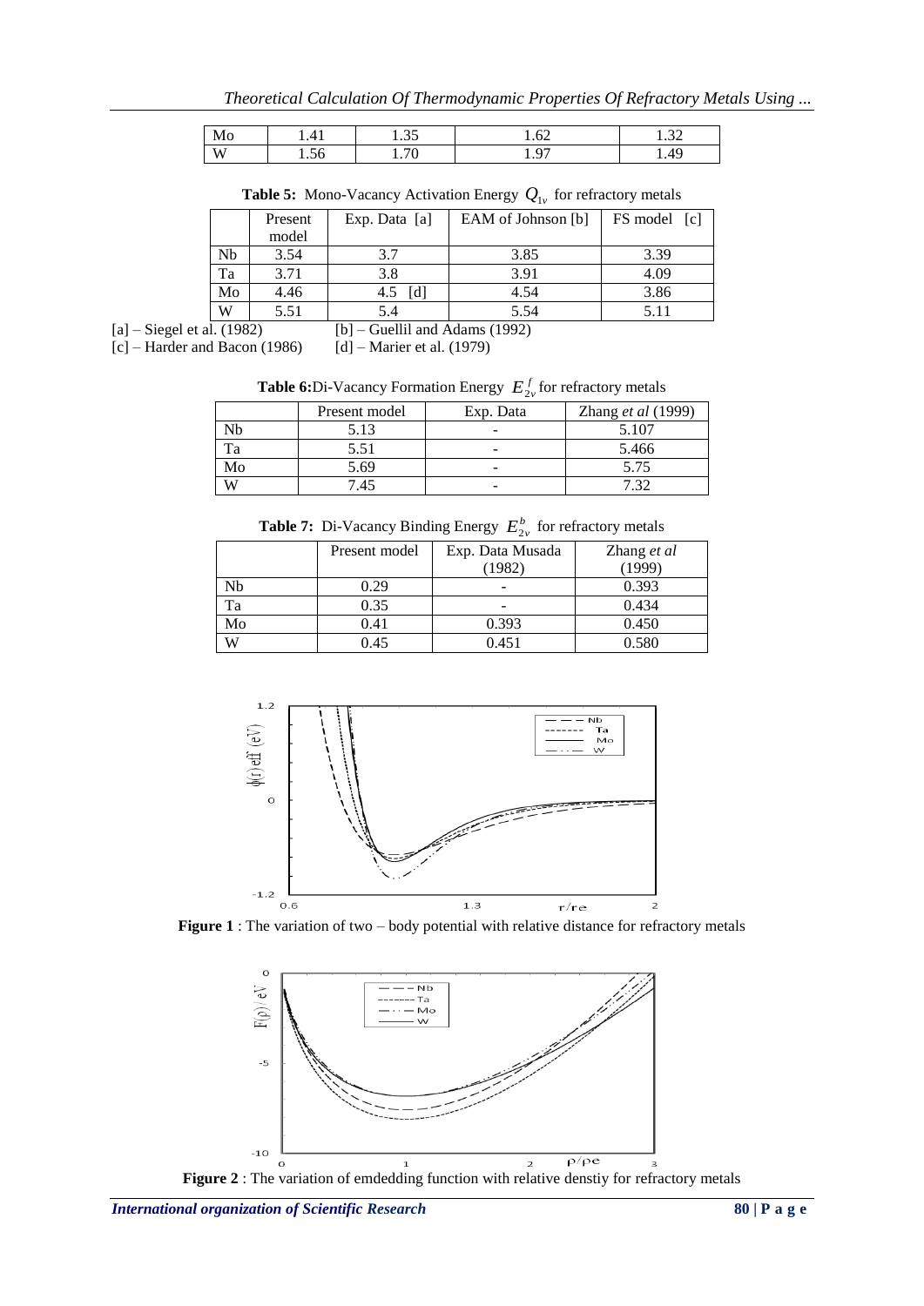| Mo | 1.41 | 1.35 | 1.62 | 1.32 |
|---|---|---|---|---|
| W | 1.56 | 1.70 | 1.97 | 1.49 |

**Table 5:** Mono-Vacancy Activation Energy $Q_{1v}$ for refractory metals

| | Present model | Exp. Data [a] | EAM of Johnson [b] | FS model [c] |
|---|---|---|---|---|
| Nb | 3.54 | 3.7 | 3.85 | 3.39 |
| Ta | 3.71 | 3.8 | 3.91 | 4.09 |
| Mo | 4.46 | 4.5 [d] | 4.54 | 3.86 |
| W | 5.51 | 5.4 | 5.54 | 5.11 |

[a] – Siegel et al. (1982) [b] – Guellil and Adams (1992)
[c] – Harder and Bacon (1986) [d] – Marier et al. (1979)

**Table 6:** Di-Vacancy Formation Energy $E_{2v}^{f}$ for refractory metals

| | Present model | Exp. Data | Zhang *et al* (1999) |
|---|---|---|---|
| Nb | 5.13 | - | 5.107 |
| Ta | 5.51 | - | 5.466 |
| Mo | 5.69 | - | 5.75 |
| W | 7.45 | - | 7.32 |

**Table 7:** Di-Vacancy Binding Energy $E_{2v}^{b}$ for refractory metals

| | Present model | Exp. Data Musada (1982) | Zhang *et al* (1999) |
|---|---|---|---|
| Nb | 0.29 | - | 0.393 |
| Ta | 0.35 | - | 0.434 |
| Mo | 0.41 | 0.393 | 0.450 |
| W | 0.45 | 0.451 | 0.580 |

**Figure 1** : The variation of two – body potential with relative distance for refractory metals

**Figure 2** : The variation of emdedding function with relative denstiy for refractory metals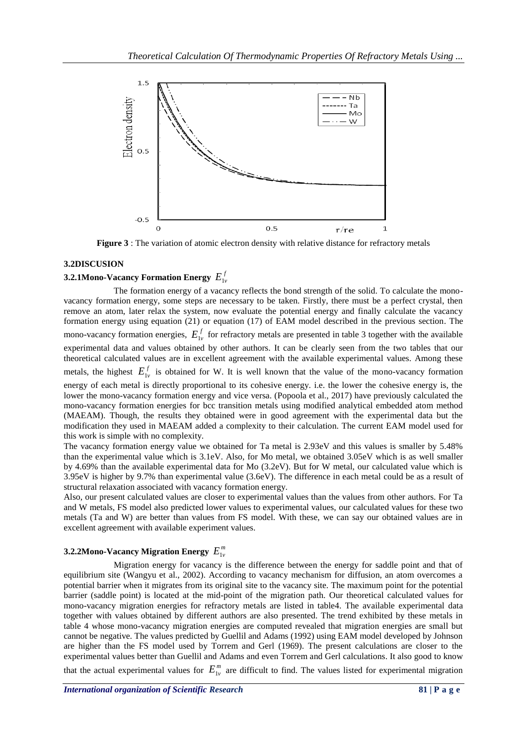**Figure 3** : The variation of atomic electron density with relative distance for refractory metals

## 3.2DISCUSION

### 3.2.1Mono-Vacancy Formation Energy $E_{1v}^{f}$

The formation energy of a vacancy reflects the bond strength of the solid. To calculate the mono-vacancy formation energy, some steps are necessary to be taken. Firstly, there must be a perfect crystal, then remove an atom, later relax the system, now evaluate the potential energy and finally calculate the vacancy formation energy using equation (21) or equation (17) of EAM model described in the previous section. The mono-vacancy formation energies, $E_{1v}^{f}$ for refractory metals are presented in table 3 together with the available experimental data and values obtained by other authors. It can be clearly seen from the two tables that our theoretical calculated values are in excellent agreement with the available experimental values. Among these metals, the highest $E_{1v}^{f}$ is obtained for W. It is well known that the value of the mono-vacancy formation energy of each metal is directly proportional to its cohesive energy. i.e. the lower the cohesive energy is, the lower the mono-vacancy formation energy and vice versa. (Popoola et al., 2017) have previously calculated the mono-vacancy formation energies for bcc transition metals using modified analytical embedded atom method (MAEAM). Though, the results they obtained were in good agreement with the experimental data but the modification they used in MAEAM added a complexity to their calculation. The current EAM model used for this work is simple with no complexity.

The vacancy formation energy value we obtained for Ta metal is 2.93eV and this values is smaller by 5.48% than the experimental value which is 3.1eV. Also, for Mo metal, we obtained 3.05eV which is as well smaller by 4.69% than the available experimental data for Mo (3.2eV). But for W metal, our calculated value which is 3.95eV is higher by 9.7% than experimental value (3.6eV). The difference in each metal could be as a result of structural relaxation associated with vacancy formation energy.

Also, our present calculated values are closer to experimental values than the values from other authors. For Ta and W metals, FS model also predicted lower values to experimental values, our calculated values for these two metals (Ta and W) are better than values from FS model. With these, we can say our obtained values are in excellent agreement with available experiment values.

### 3.2.2Mono-Vacancy Migration Energy $E_{1v}^{m}$

Migration energy for vacancy is the difference between the energy for saddle point and that of equilibrium site (Wangyu et al., 2002). According to vacancy mechanism for diffusion, an atom overcomes a potential barrier when it migrates from its original site to the vacancy site. The maximum point for the potential barrier (saddle point) is located at the mid-point of the migration path. Our theoretical calculated values for mono-vacancy migration energies for refractory metals are listed in table4. The available experimental data together with values obtained by different authors are also presented. The trend exhibited by these metals in table 4 whose mono-vacancy migration energies are computed revealed that migration energies are small but cannot be negative. The values predicted by Guellil and Adams (1992) using EAM model developed by Johnson are higher than the FS model used by Torrem and Gerl (1969). The present calculations are closer to the experimental values better than Guellil and Adams and even Torrem and Gerl calculations. It also good to know that the actual experimental values for $E_{1v}^{m}$ are difficult to find. The values listed for experimental migration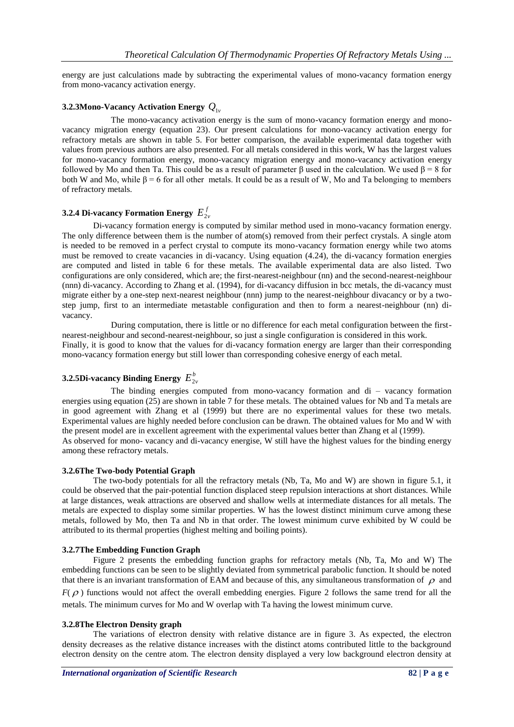energy are just calculations made by subtracting the experimental values of mono-vacancy formation energy from mono-vacancy activation energy.

### 3.2.3Mono-Vacancy Activation Energy $Q_{1v}$

The mono-vacancy activation energy is the sum of mono-vacancy formation energy and mono-vacancy migration energy (equation 23). Our present calculations for mono-vacancy activation energy for refractory metals are shown in table 5. For better comparison, the available experimental data together with values from previous authors are also presented. For all metals considered in this work, W has the largest values for mono-vacancy formation energy, mono-vacancy migration energy and mono-vacancy activation energy followed by Mo and then Ta. This could be as a result of parameter β used in the calculation. We used β = 8 for both W and Mo, while β = 6 for all other metals. It could be as a result of W, Mo and Ta belonging to members of refractory metals.

### 3.2.4 Di-vacancy Formation Energy $E^{f}_{2v}$

Di-vacancy formation energy is computed by similar method used in mono-vacancy formation energy. The only difference between them is the number of atom(s) removed from their perfect crystals. A single atom is needed to be removed in a perfect crystal to compute its mono-vacancy formation energy while two atoms must be removed to create vacancies in di-vacancy. Using equation (4.24), the di-vacancy formation energies are computed and listed in table 6 for these metals. The available experimental data are also listed. Two configurations are only considered, which are; the first-nearest-neighbour (nn) and the second-nearest-neighbour (nnn) di-vacancy. According to Zhang et al. (1994), for di-vacancy diffusion in bcc metals, the di-vacancy must migrate either by a one-step next-nearest neighbour (nnn) jump to the nearest-neighbour divacancy or by a two-step jump, first to an intermediate metastable configuration and then to form a nearest-neighbour (nn) di-vacancy.

During computation, there is little or no difference for each metal configuration between the first-nearest-neighbour and second-nearest-neighbour, so just a single configuration is considered in this work.
Finally, it is good to know that the values for di-vacancy formation energy are larger than their corresponding mono-vacancy formation energy but still lower than corresponding cohesive energy of each metal.

### 3.2.5Di-vacancy Binding Energy $E^{b}_{2v}$

The binding energies computed from mono-vacancy formation and di – vacancy formation energies using equation (25) are shown in table 7 for these metals. The obtained values for Nb and Ta metals are in good agreement with Zhang et al (1999) but there are no experimental values for these two metals. Experimental values are highly needed before conclusion can be drawn. The obtained values for Mo and W with the present model are in excellent agreement with the experimental values better than Zhang et al (1999).
As observed for mono- vacancy and di-vacancy energise, W still have the highest values for the binding energy among these refractory metals.

### 3.2.6The Two-body Potential Graph

The two-body potentials for all the refractory metals (Nb, Ta, Mo and W) are shown in figure 5.1, it could be observed that the pair-potential function displaced steep repulsion interactions at short distances. While at large distances, weak attractions are observed and shallow wells at intermediate distances for all metals. The metals are expected to display some similar properties. W has the lowest distinct minimum curve among these metals, followed by Mo, then Ta and Nb in that order. The lowest minimum curve exhibited by W could be attributed to its thermal properties (highest melting and boiling points).

### 3.2.7The Embedding Function Graph

Figure 2 presents the embedding function graphs for refractory metals (Nb, Ta, Mo and W) The embedding functions can be seen to be slightly deviated from symmetrical parabolic function. It should be noted that there is an invariant transformation of EAM and because of this, any simultaneous transformation of $\rho$ and $F(\rho)$ functions would not affect the overall embedding energies. Figure 2 follows the same trend for all the metals. The minimum curves for Mo and W overlap with Ta having the lowest minimum curve.

### 3.2.8The Electron Density graph

The variations of electron density with relative distance are in figure 3. As expected, the electron density decreases as the relative distance increases with the distinct atoms contributed little to the background electron density on the centre atom. The electron density displayed a very low background electron density at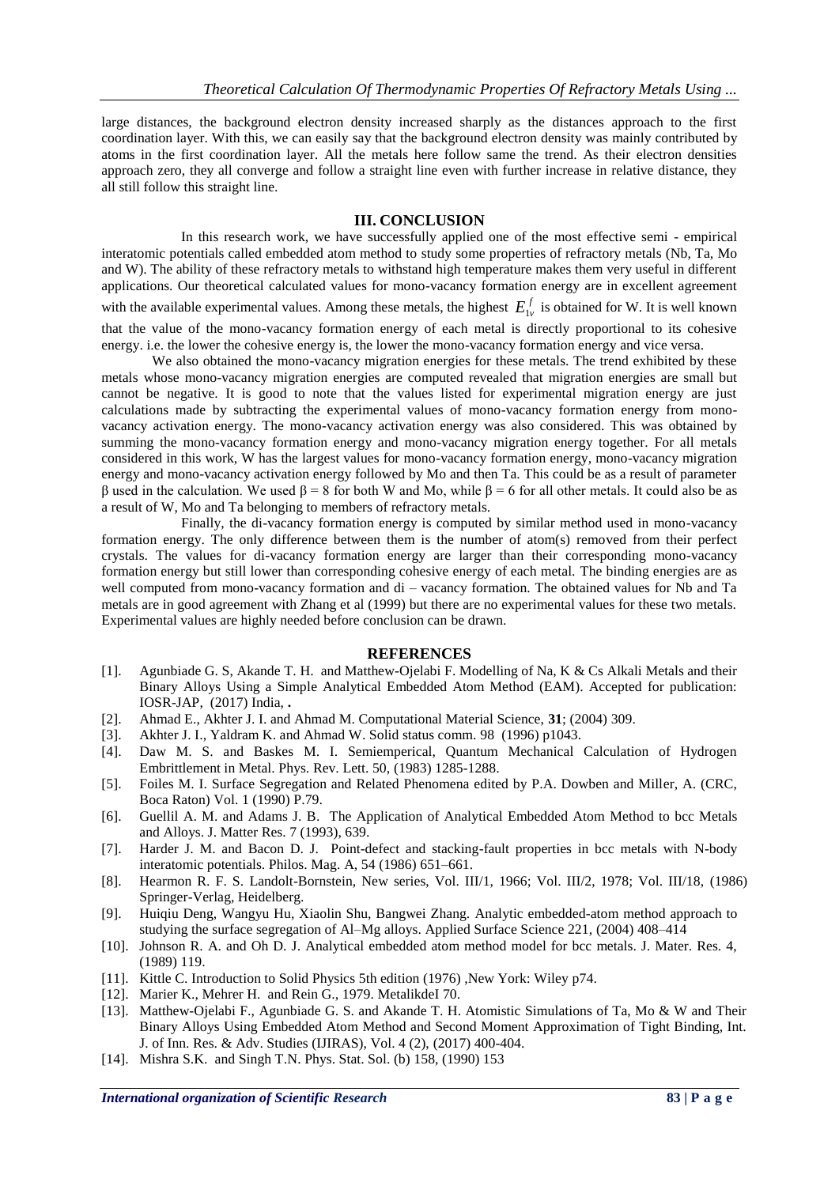large distances, the background electron density increased sharply as the distances approach to the first coordination layer. With this, we can easily say that the background electron density was mainly contributed by atoms in the first coordination layer. All the metals here follow same the trend. As their electron densities approach zero, they all converge and follow a straight line even with further increase in relative distance, they all still follow this straight line.

## III. CONCLUSION

In this research work, we have successfully applied one of the most effective semi - empirical interatomic potentials called embedded atom method to study some properties of refractory metals (Nb, Ta, Mo and W). The ability of these refractory metals to withstand high temperature makes them very useful in different applications. Our theoretical calculated values for mono-vacancy formation energy are in excellent agreement with the available experimental values. Among these metals, the highest $E_{1v}^{f}$ is obtained for W. It is well known that the value of the mono-vacancy formation energy of each metal is directly proportional to its cohesive energy. i.e. the lower the cohesive energy is, the lower the mono-vacancy formation energy and vice versa.

We also obtained the mono-vacancy migration energies for these metals. The trend exhibited by these metals whose mono-vacancy migration energies are computed revealed that migration energies are small but cannot be negative. It is good to note that the values listed for experimental migration energy are just calculations made by subtracting the experimental values of mono-vacancy formation energy from mono-vacancy activation energy. The mono-vacancy activation energy was also considered. This was obtained by summing the mono-vacancy formation energy and mono-vacancy migration energy together. For all metals considered in this work, W has the largest values for mono-vacancy formation energy, mono-vacancy migration energy and mono-vacancy activation energy followed by Mo and then Ta. This could be as a result of parameter β used in the calculation. We used $\beta = 8$ for both W and Mo, while $\beta = 6$ for all other metals. It could also be as a result of W, Mo and Ta belonging to members of refractory metals.

Finally, the di-vacancy formation energy is computed by similar method used in mono-vacancy formation energy. The only difference between them is the number of atom(s) removed from their perfect crystals. The values for di-vacancy formation energy are larger than their corresponding mono-vacancy formation energy but still lower than corresponding cohesive energy of each metal. The binding energies are as well computed from mono-vacancy formation and di – vacancy formation. The obtained values for Nb and Ta metals are in good agreement with Zhang et al (1999) but there are no experimental values for these two metals. Experimental values are highly needed before conclusion can be drawn.

## REFERENCES

[1]. Agunbiade G. S, Akande T. H. and Matthew-Ojelabi F. Modelling of Na, K & Cs Alkali Metals and their Binary Alloys Using a Simple Analytical Embedded Atom Method (EAM). Accepted for publication: IOSR-JAP, (2017) India, **.**

[2]. Ahmad E., Akhter J. I. and Ahmad M. Computational Material Science, **31**; (2004) 309.

[3]. Akhter J. I., Yaldram K. and Ahmad W. Solid status comm. 98 (1996) p1043.

[4]. Daw M. S. and Baskes M. I. Semiemperical, Quantum Mechanical Calculation of Hydrogen Embrittlement in Metal. Phys. Rev. Lett. 50, (1983) 1285-1288.

[5]. Foiles M. I. Surface Segregation and Related Phenomena edited by P.A. Dowben and Miller, A. (CRC, Boca Raton) Vol. 1 (1990) P.79.

[6]. Guellil A. M. and Adams J. B. The Application of Analytical Embedded Atom Method to bcc Metals and Alloys. J. Matter Res. 7 (1993), 639.

[7]. Harder J. M. and Bacon D. J. Point-defect and stacking-fault properties in bcc metals with N-body interatomic potentials. Philos. Mag. A, 54 (1986) 651–661.

[8]. Hearmon R. F. S. Landolt-Bornstein, New series, Vol. III/1, 1966; Vol. III/2, 1978; Vol. III/18, (1986) Springer-Verlag, Heidelberg.

[9]. Huiqiu Deng, Wangyu Hu, Xiaolin Shu, Bangwei Zhang. Analytic embedded-atom method approach to studying the surface segregation of Al–Mg alloys. Applied Surface Science 221, (2004) 408–414

[10]. Johnson R. A. and Oh D. J. Analytical embedded atom method model for bcc metals. J. Mater. Res. 4, (1989) 119.

[11]. Kittle C. Introduction to Solid Physics 5th edition (1976) ,New York: Wiley p74.

[12]. Marier K., Mehrer H. and Rein G., 1979. MetalikdeI 70.

[13]. Matthew-Ojelabi F., Agunbiade G. S. and Akande T. H. Atomistic Simulations of Ta, Mo & W and Their Binary Alloys Using Embedded Atom Method and Second Moment Approximation of Tight Binding, Int. J. of Inn. Res. & Adv. Studies (IJIRAS), Vol. 4 (2), (2017) 400-404.

[14]. Mishra S.K. and Singh T.N. Phys. Stat. Sol. (b) 158, (1990) 153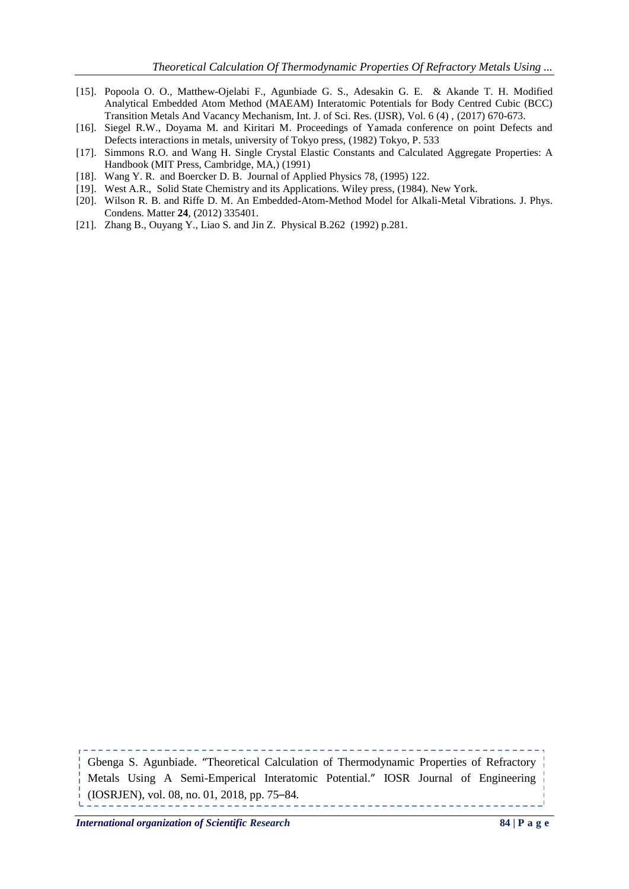[15]. Popoola O. O., Matthew-Ojelabi F., Agunbiade G. S., Adesakin G. E. & Akande T. H. Modified Analytical Embedded Atom Method (MAEAM) Interatomic Potentials for Body Centred Cubic (BCC) Transition Metals And Vacancy Mechanism, Int. J. of Sci. Res. (IJSR), Vol. 6 (4) , (2017) 670-673.

[16]. Siegel R.W., Doyama M. and Kiritari M. Proceedings of Yamada conference on point Defects and Defects interactions in metals, university of Tokyo press, (1982) Tokyo, P. 533

[17]. Simmons R.O. and Wang H. Single Crystal Elastic Constants and Calculated Aggregate Properties: A Handbook (MIT Press, Cambridge, MA,) (1991)

[18]. Wang Y. R. and Boercker D. B. Journal of Applied Physics 78, (1995) 122.

[19]. West A.R., Solid State Chemistry and its Applications. Wiley press, (1984). New York.

[20]. Wilson R. B. and Riffe D. M. An Embedded-Atom-Method Model for Alkali-Metal Vibrations. J. Phys. Condens. Matter **24**, (2012) 335401.

[21]. Zhang B., Ouyang Y., Liao S. and Jin Z. Physical B.262 (1992) p.281.

Gbenga S. Agunbiade. "Theoretical Calculation of Thermodynamic Properties of Refractory Metals Using A Semi-Emperical Interatomic Potential." IOSR Journal of Engineering (IOSRJEN), vol. 08, no. 01, 2018, pp. 75–84.